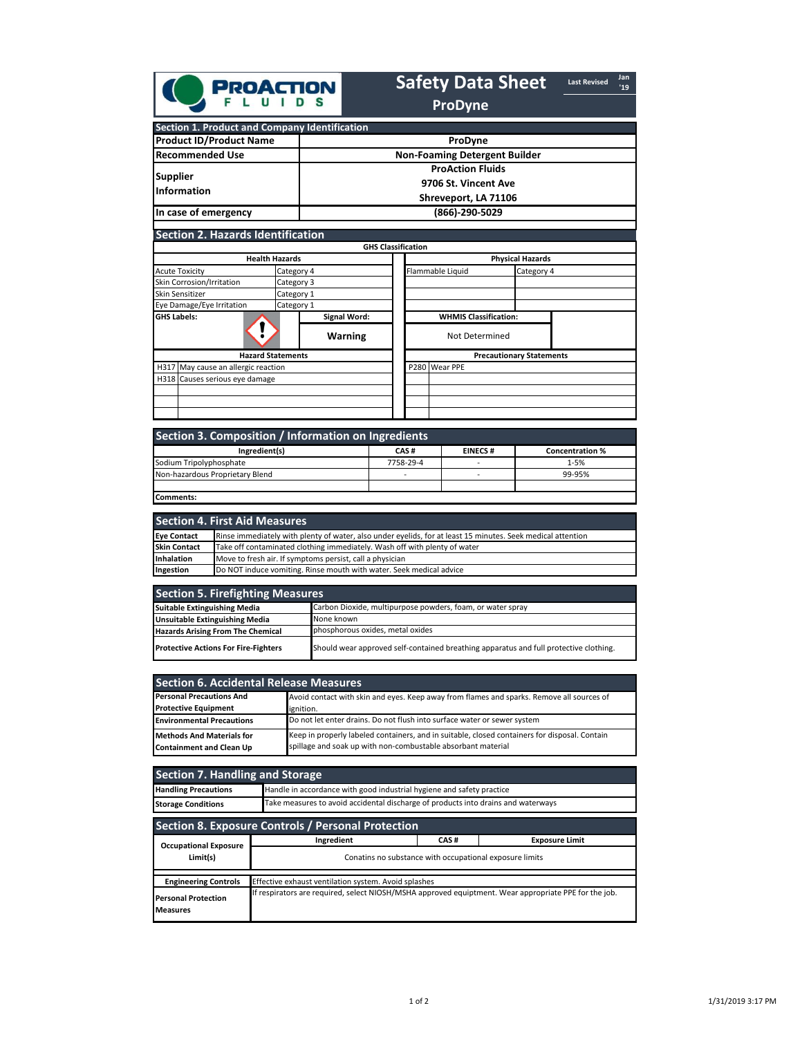# Safety Data Sheet

**ProDyne**

Last Revised Jan '19

## Section 1. Product and Company Identification

| | |
|---|---|
| **Product ID/Product Name** | **ProDyne** |
| **Recommended Use** | **Non-Foaming Detergent Builder** |
| **Supplier Information** | **ProAction Fluids**<br>**9706 St. Vincent Ave**<br>**Shreveport, LA 71106** |
| **In case of emergency** | **(866)-290-5029** |

## Section 2. Hazards Identification

**GHS Classification**

| Health Hazards | | Physical Hazards | |
|---|---|---|---|
| Acute Toxicity | Category 4 | Flammable Liquid | Category 4 |
| Skin Corrosion/Irritation | Category 3 | | |
| Skin Sensitizer | Category 1 | | |
| Eye Damage/Eye Irritation | Category 1 | | |

**GHS Labels:** (exclamation mark pictogram)

**Signal Word:** Warning

**WHMIS Classification:** Not Determined

| Hazard Statements | |
|---|---|
| H317 | May cause an allergic reaction |
| H318 | Causes serious eye damage |

| Precautionary Statements | |
|---|---|
| P280 | Wear PPE |

## Section 3. Composition / Information on Ingredients

| Ingredient(s) | CAS # | EINECS # | Concentration % |
|---|---|---|---|
| Sodium Tripolyphosphate | 7758-29-4 | - | 1-5% |
| Non-hazardous Proprietary Blend | - | - | 99-95% |

**Comments:**

## Section 4. First Aid Measures

| | |
|---|---|
| **Eye Contact** | Rinse immediately with plenty of water, also under eyelids, for at least 15 minutes. Seek medical attention |
| **Skin Contact** | Take off contaminated clothing immediately. Wash off with plenty of water |
| **Inhalation** | Move to fresh air. If symptoms persist, call a physician |
| **Ingestion** | Do NOT induce vomiting. Rinse mouth with water. Seek medical advice |

## Section 5. Firefighting Measures

| | |
|---|---|
| **Suitable Extinguishing Media** | Carbon Dioxide, multipurpose powders, foam, or water spray |
| **Unsuitable Extinguishing Media** | None known |
| **Hazards Arising From The Chemical** | phosphorous oxides, metal oxides |
| **Protective Actions For Fire-Fighters** | Should wear approved self-contained breathing apparatus and full protective clothing. |

## Section 6. Accidental Release Measures

| | |
|---|---|
| **Personal Precautions And Protective Equipment** | Avoid contact with skin and eyes. Keep away from flames and sparks. Remove all sources of ignition. |
| **Environmental Precautions** | Do not let enter drains. Do not flush into surface water or sewer system |
| **Methods And Materials for Containment and Clean Up** | Keep in properly labeled containers, and in suitable, closed containers for disposal. Contain spillage and soak up with non-combustable absorbant material |

## Section 7. Handling and Storage

| | |
|---|---|
| **Handling Precautions** | Handle in accordance with good industrial hygiene and safety practice |
| **Storage Conditions** | Take measures to avoid accidental discharge of products into drains and waterways |

## Section 8. Exposure Controls / Personal Protection

| | Ingredient | CAS # | Exposure Limit |
|---|---|---|---|
| **Occupational Exposure Limit(s)** | Conatins no substance with occupational exposure limits | | |

| | |
|---|---|
| **Engineering Controls** | Effective exhaust ventilation system. Avoid splashes |
| **Personal Protection Measures** | If respirators are required, select NIOSH/MSHA approved equiptment. Wear appropriate PPE for the job. |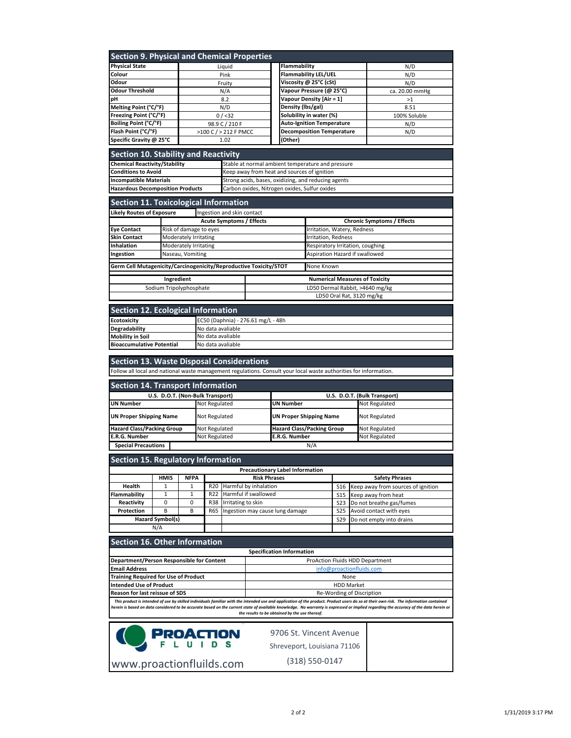## Section 9. Physical and Chemical Properties

| | | | |
|---|---|---|---|
| **Physical State** | Liquid | **Flammability** | N/D |
| **Colour** | Pink | **Flammability LEL/UEL** | N/D |
| **Odour** | Fruity | **Viscosity @ 25°C (cSt)** | N/D |
| **Odour Threshold** | N/A | **Vapour Pressure (@ 25°C)** | ca. 20.00 mmHg |
| **pH** | 8.2 | **Vapour Density [Air = 1]** | >1 |
| **Melting Point (°C/°F)** | N/D | **Density (lbs/gal)** | 8.51 |
| **Freezing Point (°C/°F)** | 0 / <32 | **Solubility in water (%)** | 100% Soluble |
| **Boiling Point (°C/°F)** | 98.9 C / 210 F | **Auto-Ignition Temperature** | N/D |
| **Flash Point (°C/°F)** | >100 C / > 212 F PMCC | **Decomposition Temperature** | N/D |
| **Specific Gravity @ 25°C** | 1.02 | **(Other)** | |

## Section 10. Stability and Reactivity

| | |
|---|---|
| **Chemical Reactivity/Stability** | Stable at normal ambient temperature and pressure |
| **Conditions to Avoid** | Keep away from heat and sources of ignition |
| **Incompatible Materials** | Strong acids, bases, oxidizing, and reducing agents |
| **Hazardous Decomposition Products** | Carbon oxides, Nitrogen oxides, Sulfur oxides |

## Section 11. Toxicological Information

**Likely Routes of Exposure**: Ingestion and skin contact

| | Acute Symptoms / Effects | Chronic Symptoms / Effects |
|---|---|---|
| **Eye Contact** | Risk of damage to eyes | Irritation, Watery, Redness |
| **Skin Contact** | Moderately Irritating | Irritation, Redness |
| **Inhalation** | Moderately Irritating | Respiratory Irritation, coughing |
| **Ingestion** | Naseau, Vomiting | Aspiration Hazard if swallowed |

**Germ Cell Mutagenicity/Carcinogenicity/Reproductive Toxicity/STOT**: None Known

| Ingredient | Numerical Measures of Toxicity |
|---|---|
| Sodium Tripolyphosphate | LD50 Dermal Rabbit, >4640 mg/kg |
| | LD50 Oral Rat, 3120 mg/kg |

## Section 12. Ecological Information

| | |
|---|---|
| **Ecotoxicity** | EC50 (Daphnia) - 276.61 mg/L - 48h |
| **Degradability** | No data avaliable |
| **Mobility in Soil** | No data avaliable |
| **Bioaccumulative Potential** | No data avaliable |

## Section 13. Waste Disposal Considerations

Follow all local and national waste management regulations. Consult your local waste authorities for information.

## Section 14. Transport Information

| U.S. D.O.T. (Non-Bulk Transport) | | U.S. D.O.T. (Bulk Transport) | |
|---|---|---|---|
| **UN Number** | Not Regulated | **UN Number** | Not Regulated |
| **UN Proper Shipping Name** | Not Regulated | **UN Proper Shipping Name** | Not Regulated |
| **Hazard Class/Packing Group** | Not Regulated | **Hazard Class/Packing Group** | Not Regulated |
| **E.R.G. Number** | Not Regulated | **E.R.G. Number** | Not Regulated |
| **Special Precautions** | N/A | | |

## Section 15. Regulatory Information

**Precautionary Label Information**

| | HMIS | NFPA | Risk Phrases | | Safety Phrases | |
|---|---|---|---|---|---|---|
| **Health** | 1 | 1 | R20 | Harmful by inhalation | S16 | Keep away from sources of ignition |
| **Flammability** | 1 | 1 | R22 | Harmful if swallowed | S15 | Keep away from heat |
| **Reactivity** | 0 | 0 | R38 | Irritating to skin | S23 | Do not breathe gas/fumes |
| **Protection** | B | B | R65 | Ingestion may cause lung damage | S25 | Avoid contact with eyes |
| **Hazard Symbol(s)** | | | | | S29 | Do not empty into drains |
| N/A | | | | | | |

## Section 16. Other Information

**Specification Information**

| | |
|---|---|
| **Department/Person Responsible for Content** | ProAction Fluids HDD Department |
| **Email Address** | info@proactionfluids.com |
| **Training Required for Use of Product** | None |
| **Intended Use of Product** | HDD Market |
| **Reason for last reissue of SDS** | Re-Wording of Discription |

*This product is intended of use by skilled individuals familiar with the intended use and application of the product. Product users do so at their own risk. The information contained herein is based on data considered to be accurate based on the current state of available knowledge. No warranty is expressed or implied regarding the accuracy of the data herein or the results to be obtained by the use thereof.*

**PROACTION FLUIDS**

www.proactionfluilds.com

9706 St. Vincent Avenue
Shreveport, Louisiana 71106
(318) 550-0147